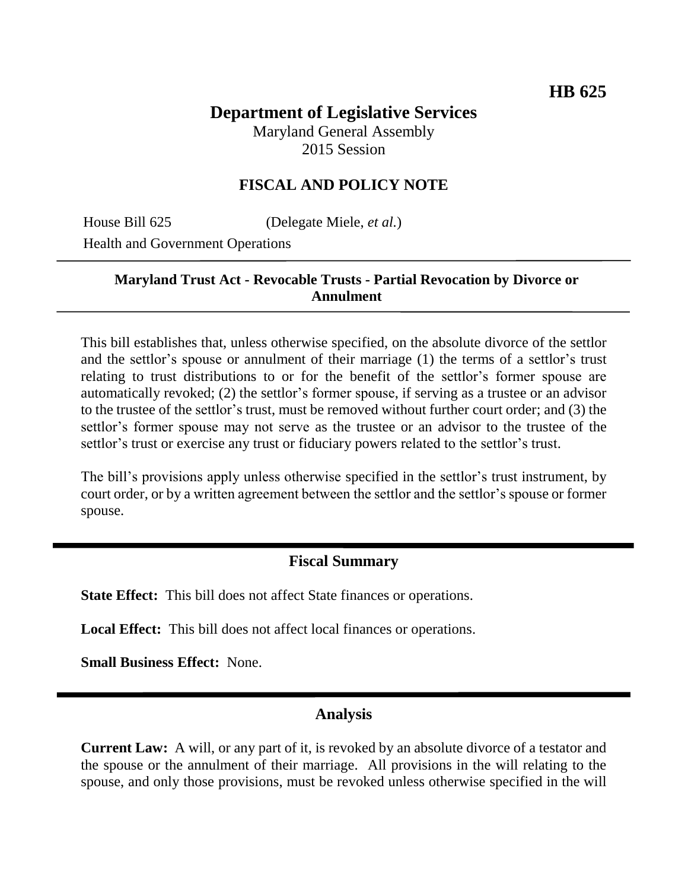**HB 625**

# Department of Legislative Services

Maryland General Assembly
2015 Session

## FISCAL AND POLICY NOTE

House Bill 625 (Delegate Miele, *et al.*)
Health and Government Operations

**Maryland Trust Act - Revocable Trusts - Partial Revocation by Divorce or Annulment**

This bill establishes that, unless otherwise specified, on the absolute divorce of the settlor and the settlor's spouse or annulment of their marriage (1) the terms of a settlor's trust relating to trust distributions to or for the benefit of the settlor's former spouse are automatically revoked; (2) the settlor's former spouse, if serving as a trustee or an advisor to the trustee of the settlor's trust, must be removed without further court order; and (3) the settlor's former spouse may not serve as the trustee or an advisor to the trustee of the settlor's trust or exercise any trust or fiduciary powers related to the settlor's trust.

The bill's provisions apply unless otherwise specified in the settlor's trust instrument, by court order, or by a written agreement between the settlor and the settlor's spouse or former spouse.

## Fiscal Summary

**State Effect:** This bill does not affect State finances or operations.

**Local Effect:** This bill does not affect local finances or operations.

**Small Business Effect:** None.

## Analysis

**Current Law:** A will, or any part of it, is revoked by an absolute divorce of a testator and the spouse or the annulment of their marriage. All provisions in the will relating to the spouse, and only those provisions, must be revoked unless otherwise specified in the will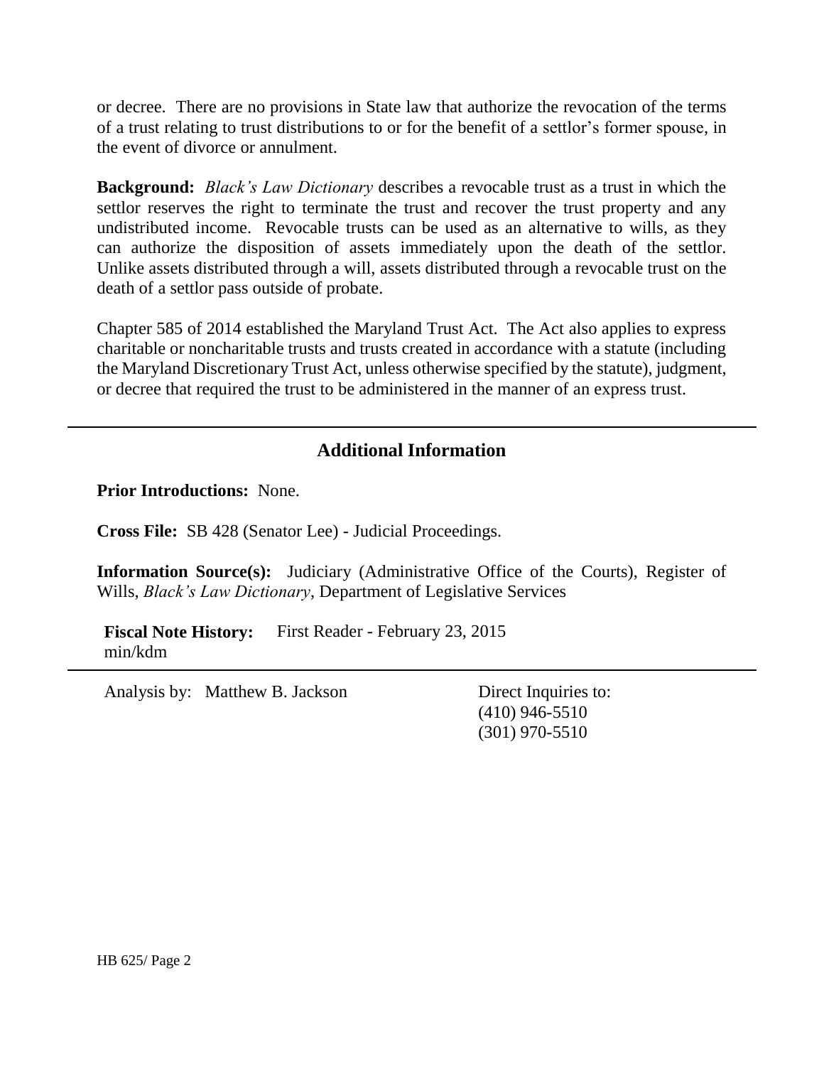or decree. There are no provisions in State law that authorize the revocation of the terms of a trust relating to trust distributions to or for the benefit of a settlor's former spouse, in the event of divorce or annulment.

**Background:** *Black's Law Dictionary* describes a revocable trust as a trust in which the settlor reserves the right to terminate the trust and recover the trust property and any undistributed income. Revocable trusts can be used as an alternative to wills, as they can authorize the disposition of assets immediately upon the death of the settlor. Unlike assets distributed through a will, assets distributed through a revocable trust on the death of a settlor pass outside of probate.

Chapter 585 of 2014 established the Maryland Trust Act. The Act also applies to express charitable or noncharitable trusts and trusts created in accordance with a statute (including the Maryland Discretionary Trust Act, unless otherwise specified by the statute), judgment, or decree that required the trust to be administered in the manner of an express trust.

## Additional Information

**Prior Introductions:** None.

**Cross File:** SB 428 (Senator Lee) - Judicial Proceedings.

**Information Source(s):** Judiciary (Administrative Office of the Courts), Register of Wills, *Black's Law Dictionary*, Department of Legislative Services

**Fiscal Note History:** First Reader - February 23, 2015
min/kdm

Analysis by: Matthew B. Jackson

Direct Inquiries to:
(410) 946-5510
(301) 970-5510